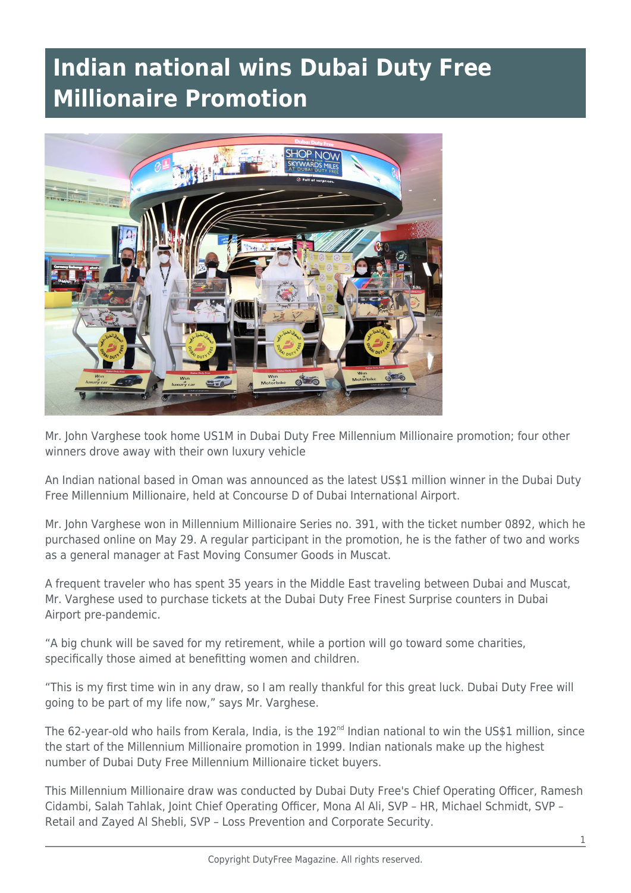# Indian national wins Dubai Duty Free Millionaire Promotion

Mr. John Varghese took home US1M in Dubai Duty Free Millennium Millionaire promotion; four other winners drove away with their own luxury vehicle

An Indian national based in Oman was announced as the latest US$1 million winner in the Dubai Duty Free Millennium Millionaire, held at Concourse D of Dubai International Airport.

Mr. John Varghese won in Millennium Millionaire Series no. 391, with the ticket number 0892, which he purchased online on May 29. A regular participant in the promotion, he is the father of two and works as a general manager at Fast Moving Consumer Goods in Muscat.

A frequent traveler who has spent 35 years in the Middle East traveling between Dubai and Muscat, Mr. Varghese used to purchase tickets at the Dubai Duty Free Finest Surprise counters in Dubai Airport pre-pandemic.

"A big chunk will be saved for my retirement, while a portion will go toward some charities, specifically those aimed at benefitting women and children.

"This is my first time win in any draw, so I am really thankful for this great luck. Dubai Duty Free will going to be part of my life now," says Mr. Varghese.

The 62-year-old who hails from Kerala, India, is the 192nd Indian national to win the US$1 million, since the start of the Millennium Millionaire promotion in 1999. Indian nationals make up the highest number of Dubai Duty Free Millennium Millionaire ticket buyers.

This Millennium Millionaire draw was conducted by Dubai Duty Free's Chief Operating Officer, Ramesh Cidambi, Salah Tahlak, Joint Chief Operating Officer, Mona Al Ali, SVP – HR, Michael Schmidt, SVP – Retail and Zayed Al Shebli, SVP – Loss Prevention and Corporate Security.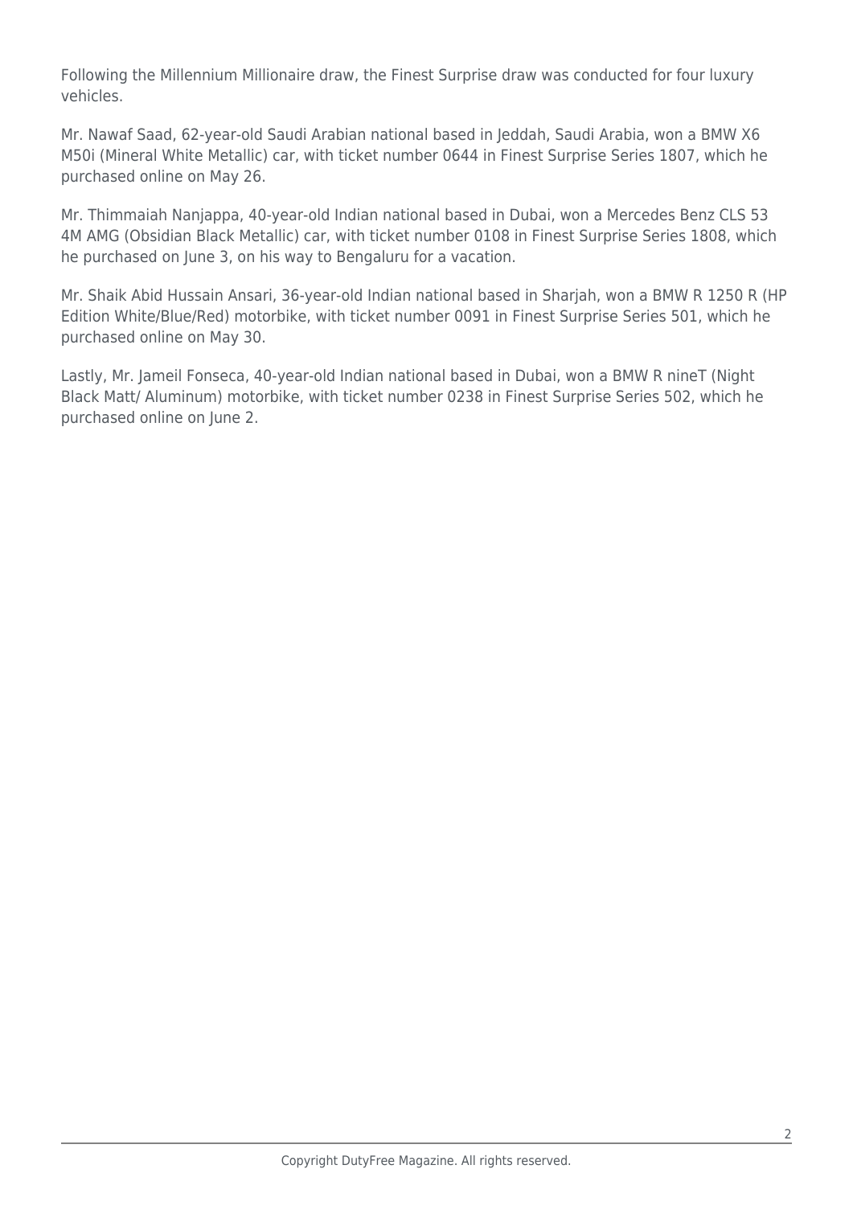Following the Millennium Millionaire draw, the Finest Surprise draw was conducted for four luxury vehicles.

Mr. Nawaf Saad, 62-year-old Saudi Arabian national based in Jeddah, Saudi Arabia, won a BMW X6 M50i (Mineral White Metallic) car, with ticket number 0644 in Finest Surprise Series 1807, which he purchased online on May 26.

Mr. Thimmaiah Nanjappa, 40-year-old Indian national based in Dubai, won a Mercedes Benz CLS 53 4M AMG (Obsidian Black Metallic) car, with ticket number 0108 in Finest Surprise Series 1808, which he purchased on June 3, on his way to Bengaluru for a vacation.

Mr. Shaik Abid Hussain Ansari, 36-year-old Indian national based in Sharjah, won a BMW R 1250 R (HP Edition White/Blue/Red) motorbike, with ticket number 0091 in Finest Surprise Series 501, which he purchased online on May 30.

Lastly, Mr. Jameil Fonseca, 40-year-old Indian national based in Dubai, won a BMW R nineT (Night Black Matt/ Aluminum) motorbike, with ticket number 0238 in Finest Surprise Series 502, which he purchased online on June 2.